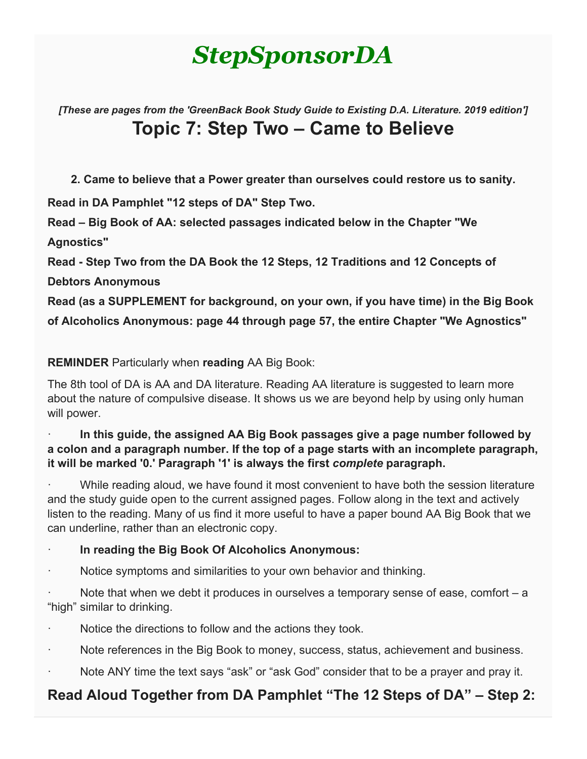# StepSponsorDA

*[These are pages from the 'GreenBack Book Study Guide to Existing D.A. Literature. 2019 edition']*

## Topic 7: Step Two – Came to Believe

**2. Came to believe that a Power greater than ourselves could restore us to sanity.**

**Read in DA Pamphlet "12 steps of DA" Step Two.**

**Read – Big Book of AA: selected passages indicated below in the Chapter "We Agnostics"**

**Read - Step Two from the DA Book the 12 Steps, 12 Traditions and 12 Concepts of Debtors Anonymous**

**Read (as a SUPPLEMENT for background, on your own, if you have time) in the Big Book of Alcoholics Anonymous: page 44 through page 57, the entire Chapter "We Agnostics"**

**REMINDER** Particularly when **reading** AA Big Book:

The 8th tool of DA is AA and DA literature. Reading AA literature is suggested to learn more about the nature of compulsive disease. It shows us we are beyond help by using only human will power.

- **In this guide, the assigned AA Big Book passages give a page number followed by a colon and a paragraph number. If the top of a page starts with an incomplete paragraph, it will be marked '0.' Paragraph '1' is always the first *complete* paragraph.**
- While reading aloud, we have found it most convenient to have both the session literature and the study guide open to the current assigned pages. Follow along in the text and actively listen to the reading. Many of us find it more useful to have a paper bound AA Big Book that we can underline, rather than an electronic copy.
- **In reading the Big Book Of Alcoholics Anonymous:**
- Notice symptoms and similarities to your own behavior and thinking.
- Note that when we debt it produces in ourselves a temporary sense of ease, comfort – a "high" similar to drinking.
- Notice the directions to follow and the actions they took.
- Note references in the Big Book to money, success, status, achievement and business.
- Note ANY time the text says "ask" or "ask God" consider that to be a prayer and pray it.

## Read Aloud Together from DA Pamphlet "The 12 Steps of DA" – Step 2: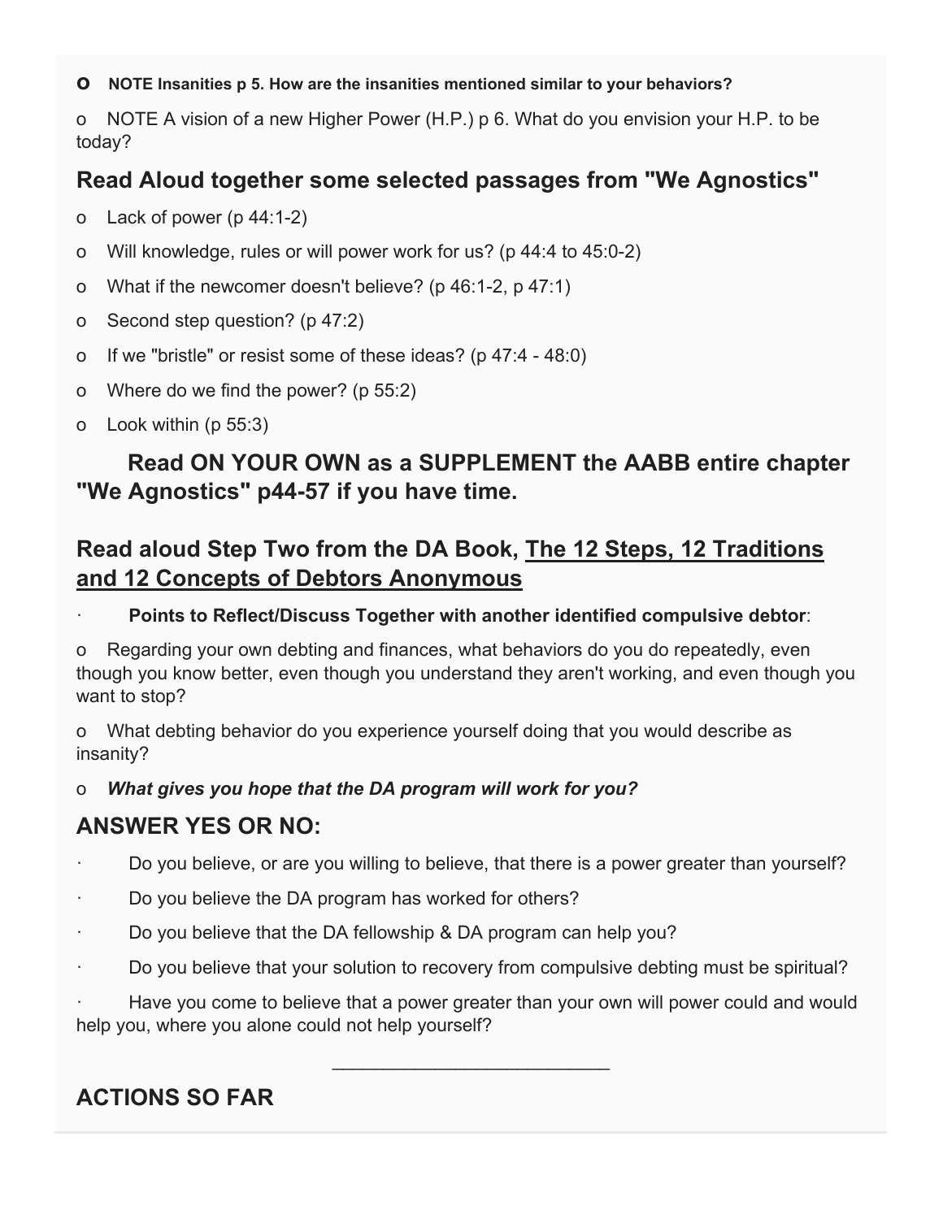- **NOTE Insanities p 5. How are the insanities mentioned similar to your behaviors?**
- NOTE A vision of a new Higher Power (H.P.) p 6. What do you envision your H.P. to be today?

## Read Aloud together some selected passages from "We Agnostics"

- Lack of power (p 44:1-2)
- Will knowledge, rules or will power work for us? (p 44:4 to 45:0-2)
- What if the newcomer doesn't believe? (p 46:1-2, p 47:1)
- Second step question? (p 47:2)
- If we "bristle" or resist some of these ideas? (p 47:4 - 48:0)
- Where do we find the power? (p 55:2)
- Look within (p 55:3)

## Read ON YOUR OWN as a SUPPLEMENT the AABB entire chapter "We Agnostics" p44-57 if you have time.

## Read aloud Step Two from the DA Book, The 12 Steps, 12 Traditions and 12 Concepts of Debtors Anonymous

- **Points to Reflect/Discuss Together with another identified compulsive debtor**:
  - Regarding your own debting and finances, what behaviors do you do repeatedly, even though you know better, even though you understand they aren't working, and even though you want to stop?
  - What debting behavior do you experience yourself doing that you would describe as insanity?
  - ***What gives you hope that the DA program will work for you?***

## ANSWER YES OR NO:

- Do you believe, or are you willing to believe, that there is a power greater than yourself?
- Do you believe the DA program has worked for others?
- Do you believe that the DA fellowship & DA program can help you?
- Do you believe that your solution to recovery from compulsive debting must be spiritual?
- Have you come to believe that a power greater than your own will power could and would help you, where you alone could not help yourself?

---

## ACTIONS SO FAR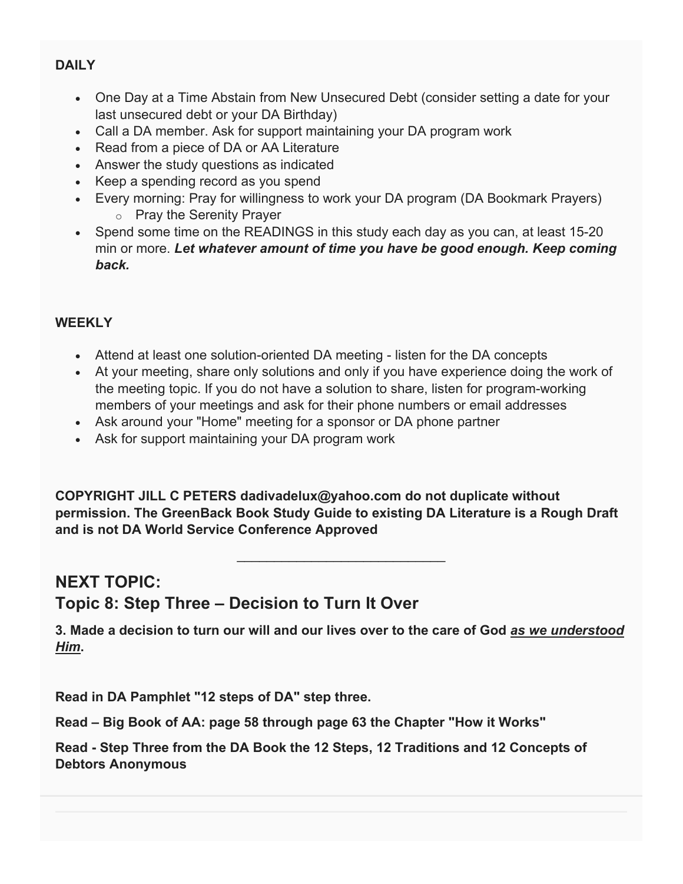**DAILY**

- One Day at a Time Abstain from New Unsecured Debt (consider setting a date for your last unsecured debt or your DA Birthday)
- Call a DA member. Ask for support maintaining your DA program work
- Read from a piece of DA or AA Literature
- Answer the study questions as indicated
- Keep a spending record as you spend
- Every morning: Pray for willingness to work your DA program (DA Bookmark Prayers)
    - Pray the Serenity Prayer
- Spend some time on the READINGS in this study each day as you can, at least 15-20 min or more. ***Let whatever amount of time you have be good enough. Keep coming back.***

**WEEKLY**

- Attend at least one solution-oriented DA meeting - listen for the DA concepts
- At your meeting, share only solutions and only if you have experience doing the work of the meeting topic. If you do not have a solution to share, listen for program-working members of your meetings and ask for their phone numbers or email addresses
- Ask around your "Home" meeting for a sponsor or DA phone partner
- Ask for support maintaining your DA program work

**COPYRIGHT JILL C PETERS dadivadelux@yahoo.com do not duplicate without permission. The GreenBack Book Study Guide to existing DA Literature is a Rough Draft and is not DA World Service Conference Approved**

---

## NEXT TOPIC:
## Topic 8: Step Three – Decision to Turn It Over

**3. Made a decision to turn our will and our lives over to the care of God *<u>as we understood Him</u>*.**

**Read in DA Pamphlet "12 steps of DA" step three.**

**Read – Big Book of AA: page 58 through page 63 the Chapter "How it Works"**

**Read - Step Three from the DA Book the 12 Steps, 12 Traditions and 12 Concepts of Debtors Anonymous**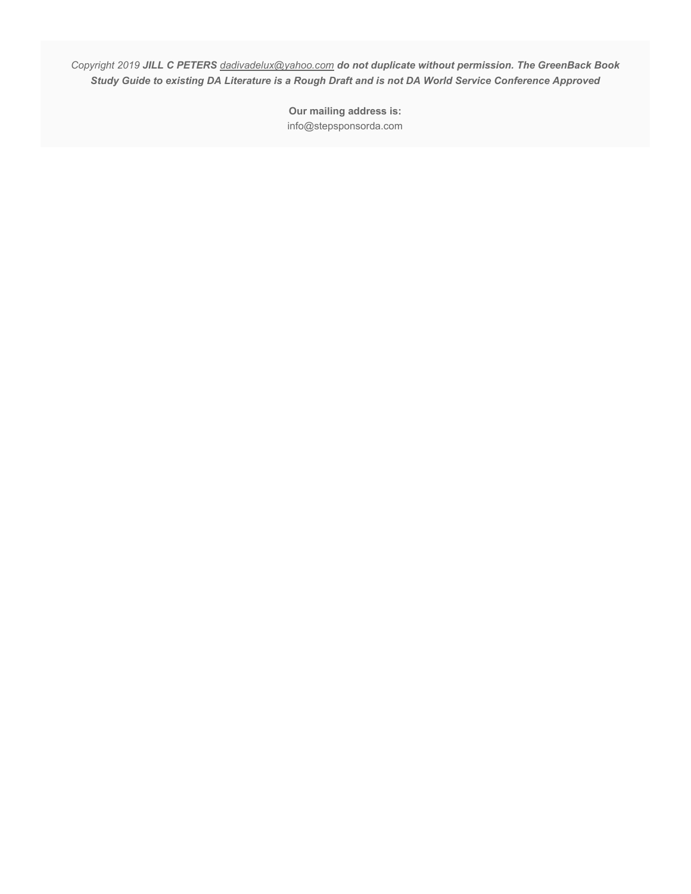*Copyright 2019* ***JILL C PETERS** dadivadelux@yahoo.com **do not duplicate without permission. The GreenBack Book Study Guide to existing DA Literature is a Rough Draft and is not DA World Service Conference Approved***

**Our mailing address is:**
info@stepsponsorda.com